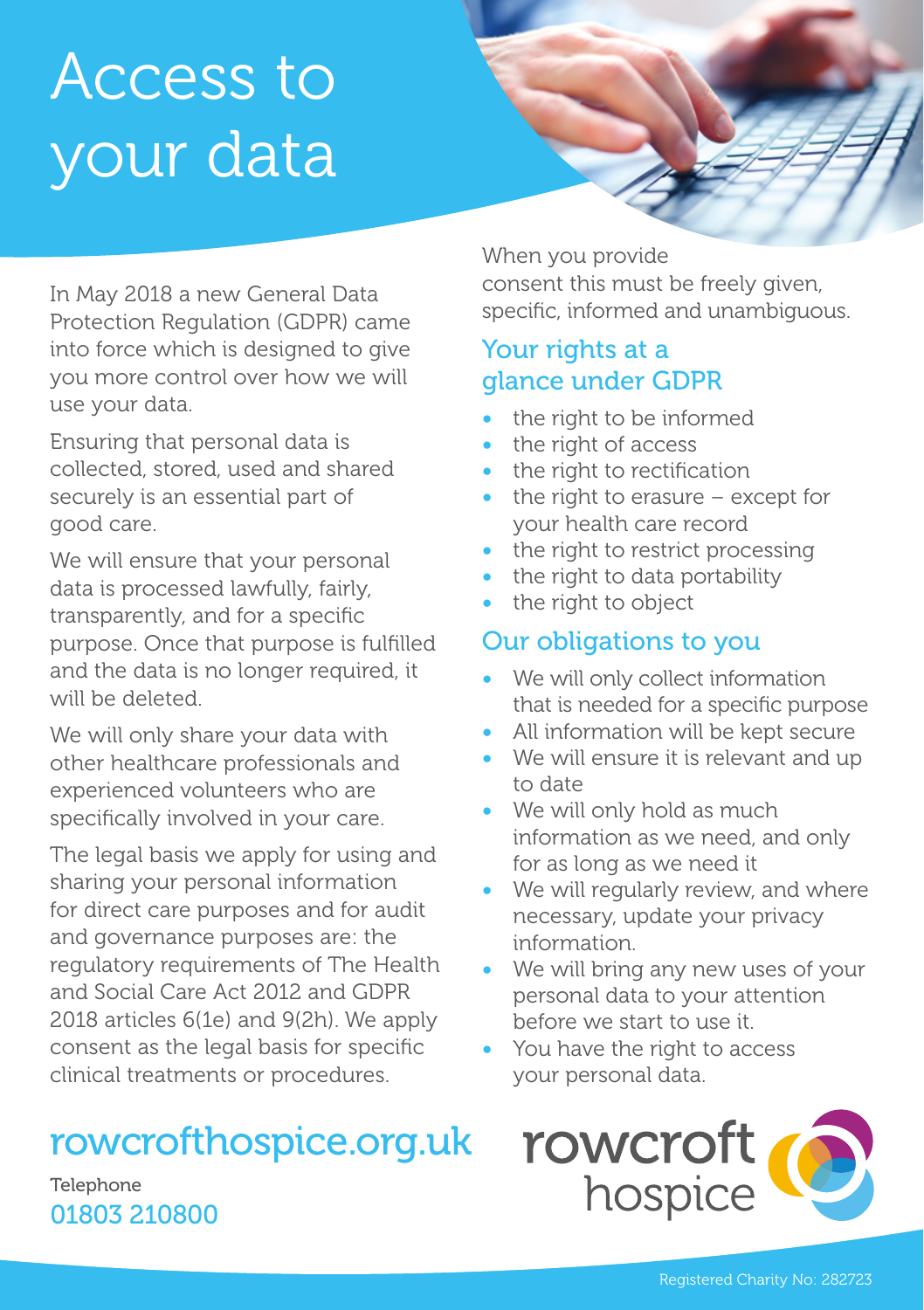# Access to your data

In May 2018 a new General Data Protection Regulation (GDPR) came into force which is designed to give you more control over how we will use your data.

Ensuring that personal data is collected, stored, used and shared securely is an essential part of good care.

We will ensure that your personal data is processed lawfully, fairly, transparently, and for a specific purpose. Once that purpose is fulfilled and the data is no longer required, it will be deleted.

We will only share your data with other healthcare professionals and experienced volunteers who are specifically involved in your care.

The legal basis we apply for using and sharing your personal information for direct care purposes and for audit and governance purposes are: the regulatory requirements of The Health and Social Care Act 2012 and GDPR 2018 articles 6(1e) and 9(2h). We apply consent as the legal basis for specific clinical treatments or procedures.

When you provide consent this must be freely given, specific, informed and unambiguous.

## Your rights at a glance under GDPR

- the right to be informed
- the right of access
- the right to rectification
- the right to erasure – except for your health care record
- the right to restrict processing
- the right to data portability
- the right to object

## Our obligations to you

- We will only collect information that is needed for a specific purpose
- All information will be kept secure
- We will ensure it is relevant and up to date
- We will only hold as much information as we need, and only for as long as we need it
- We will regularly review, and where necessary, update your privacy information.
- We will bring any new uses of your personal data to your attention before we start to use it.
- You have the right to access your personal data.

rowcrofthospice.org.uk

Telephone
01803 210800

rowcroft hospice

Registered Charity No: 282723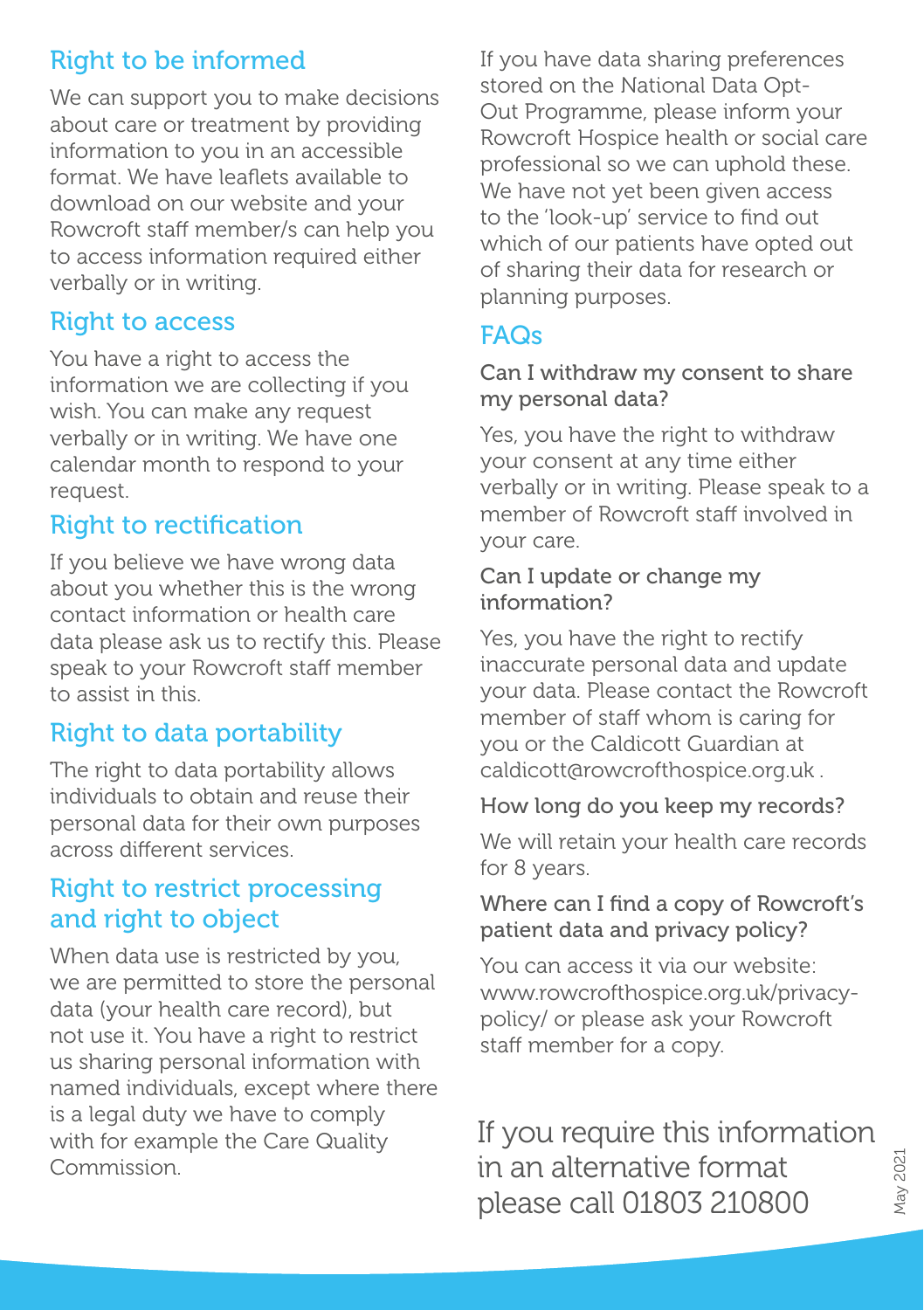## Right to be informed

We can support you to make decisions about care or treatment by providing information to you in an accessible format. We have leaflets available to download on our website and your Rowcroft staff member/s can help you to access information required either verbally or in writing.

## Right to access

You have a right to access the information we are collecting if you wish. You can make any request verbally or in writing. We have one calendar month to respond to your request.

## Right to rectification

If you believe we have wrong data about you whether this is the wrong contact information or health care data please ask us to rectify this. Please speak to your Rowcroft staff member to assist in this.

## Right to data portability

The right to data portability allows individuals to obtain and reuse their personal data for their own purposes across different services.

## Right to restrict processing and right to object

When data use is restricted by you, we are permitted to store the personal data (your health care record), but not use it. You have a right to restrict us sharing personal information with named individuals, except where there is a legal duty we have to comply with for example the Care Quality Commission.

If you have data sharing preferences stored on the National Data Opt-Out Programme, please inform your Rowcroft Hospice health or social care professional so we can uphold these. We have not yet been given access to the 'look-up' service to find out which of our patients have opted out of sharing their data for research or planning purposes.

## FAQs

### Can I withdraw my consent to share my personal data?

Yes, you have the right to withdraw your consent at any time either verbally or in writing. Please speak to a member of Rowcroft staff involved in your care.

### Can I update or change my information?

Yes, you have the right to rectify inaccurate personal data and update your data. Please contact the Rowcroft member of staff whom is caring for you or the Caldicott Guardian at caldicott@rowcrofthospice.org.uk .

### How long do you keep my records?

We will retain your health care records for 8 years.

### Where can I find a copy of Rowcroft's patient data and privacy policy?

You can access it via our website: www.rowcrofthospice.org.uk/privacy-policy/ or please ask your Rowcroft staff member for a copy.

If you require this information in an alternative format please call 01803 210800

May 2021